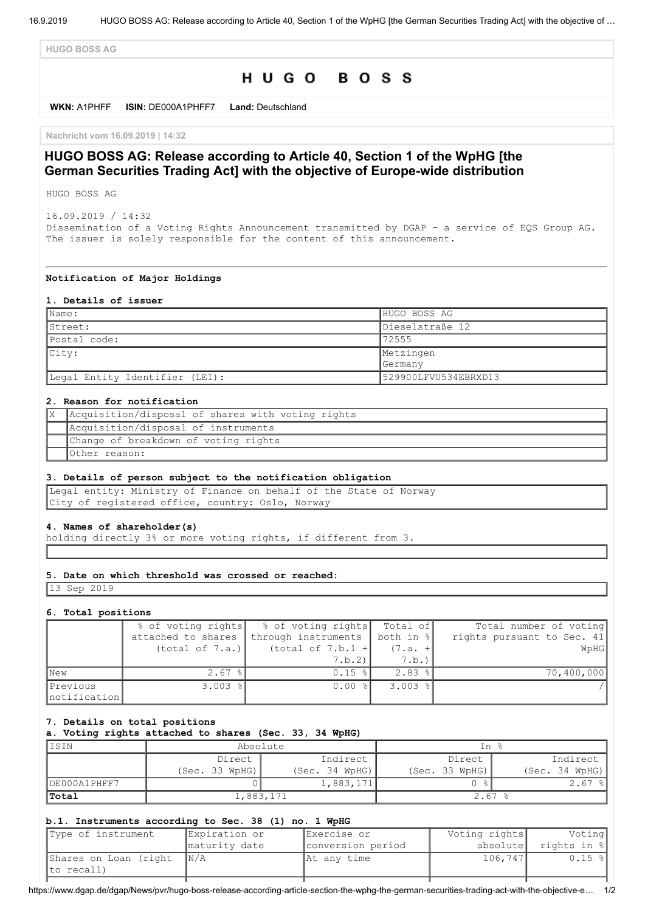HUGO BOSS AG

# HUGO BOSS

**WKN:** A1PHFF **ISIN:** DE000A1PHFF7 **Land:** Deutschland

Nachricht vom 16.09.2019 | 14:32

## HUGO BOSS AG: Release according to Article 40, Section 1 of the WpHG [the German Securities Trading Act] with the objective of Europe-wide distribution

HUGO BOSS AG

16.09.2019 / 14:32
Dissemination of a Voting Rights Announcement transmitted by DGAP - a service of EQS Group AG.
The issuer is solely responsible for the content of this announcement.

---

**Notification of Major Holdings**

**1. Details of issuer**

| Name: | HUGO BOSS AG |
|---|---|
| Street: | Dieselstraße 12 |
| Postal code: | 72555 |
| City: | Metzingen Germany |
| Legal Entity Identifier (LEI): | 529900LFVU534EBRXD13 |

**2. Reason for notification**

| | |
|---|---|
| X | Acquisition/disposal of shares with voting rights |
| | Acquisition/disposal of instruments |
| | Change of breakdown of voting rights |
| | Other reason: |

**3. Details of person subject to the notification obligation**

Legal entity: Ministry of Finance on behalf of the State of Norway
City of registered office, country: Oslo, Norway

**4. Names of shareholder(s)**

holding directly 3% or more voting rights, if different from 3.

**5. Date on which threshold was crossed or reached:**

13 Sep 2019

**6. Total positions**

| | % of voting rights attached to shares (total of 7.a.) | % of voting rights through instruments (total of 7.b.1 + 7.b.2) | Total of both in % (7.a. + 7.b.) | Total number of voting rights pursuant to Sec. 41 WpHG |
|---|---|---|---|---|
| New | 2.67 % | 0.15 % | 2.83 % | 70,400,000 |
| Previous notification | 3.003 % | 0.00 % | 3.003 % | / |

**7. Details on total positions**

**a. Voting rights attached to shares (Sec. 33, 34 WpHG)**

| ISIN | Absolute | | In % | |
|---|---|---|---|---|
| | Direct (Sec. 33 WpHG) | Indirect (Sec. 34 WpHG) | Direct (Sec. 33 WpHG) | Indirect (Sec. 34 WpHG) |
| DE000A1PHFF7 | 0 | 1,883,171 | 0 % | 2.67 % |
| **Total** | 1,883,171 | | 2.67 % | |

**b.1. Instruments according to Sec. 38 (1) no. 1 WpHG**

| Type of instrument | Expiration or maturity date | Exercise or conversion period | Voting rights absolute | Voting rights in % |
|---|---|---|---|---|
| Shares on Loan (right to recall) | N/A | At any time | 106,747 | 0.15 % |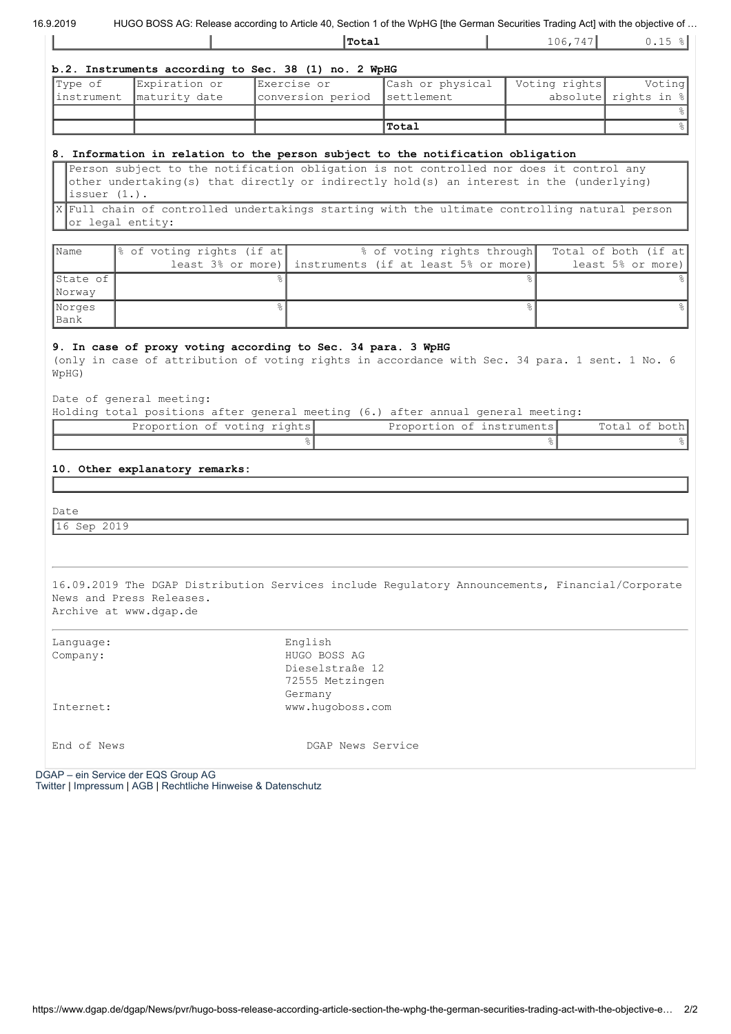| | | Total | 106,747 | 0.15 % |
|---|---|---|---|---|

**b.2. Instruments according to Sec. 38 (1) no. 2 WpHG**

| Type of instrument | Expiration or maturity date | Exercise or conversion period | Cash or physical settlement | Voting rights absolute | Voting rights in % |
|---|---|---|---|---|---|
| | | | | | % |
| | | | Total | | % |

**8. Information in relation to the person subject to the notification obligation**

| | |
|---|---|
| | Person subject to the notification obligation is not controlled nor does it control any other undertaking(s) that directly or indirectly hold(s) an interest in the (underlying) issuer (1.). |
| X | Full chain of controlled undertakings starting with the ultimate controlling natural person or legal entity: |

| Name | % of voting rights (if at least 3% or more) | % of voting rights through instruments (if at least 5% or more) | Total of both (if at least 5% or more) |
|---|---|---|---|
| State of Norway | % | % | % |
| Norges Bank | % | % | % |

**9. In case of proxy voting according to Sec. 34 para. 3 WpHG**
(only in case of attribution of voting rights in accordance with Sec. 34 para. 1 sent. 1 No. 6 WpHG)

Date of general meeting:
Holding total positions after general meeting (6.) after annual general meeting:

| Proportion of voting rights | Proportion of instruments | Total of both |
|---|---|---|
| % | % | % |

**10. Other explanatory remarks:**

Date
16 Sep 2019

---

16.09.2019 The DGAP Distribution Services include Regulatory Announcements, Financial/Corporate News and Press Releases.
Archive at www.dgap.de

---

| | |
|---|---|
| Language: | English |
| Company: | HUGO BOSS AG<br>Dieselstraße 12<br>72555 Metzingen<br>Germany |
| Internet: | www.hugoboss.com |

End of News DGAP News Service

DGAP – ein Service der EQS Group AG
Twitter | Impressum | AGB | Rechtliche Hinweise & Datenschutz